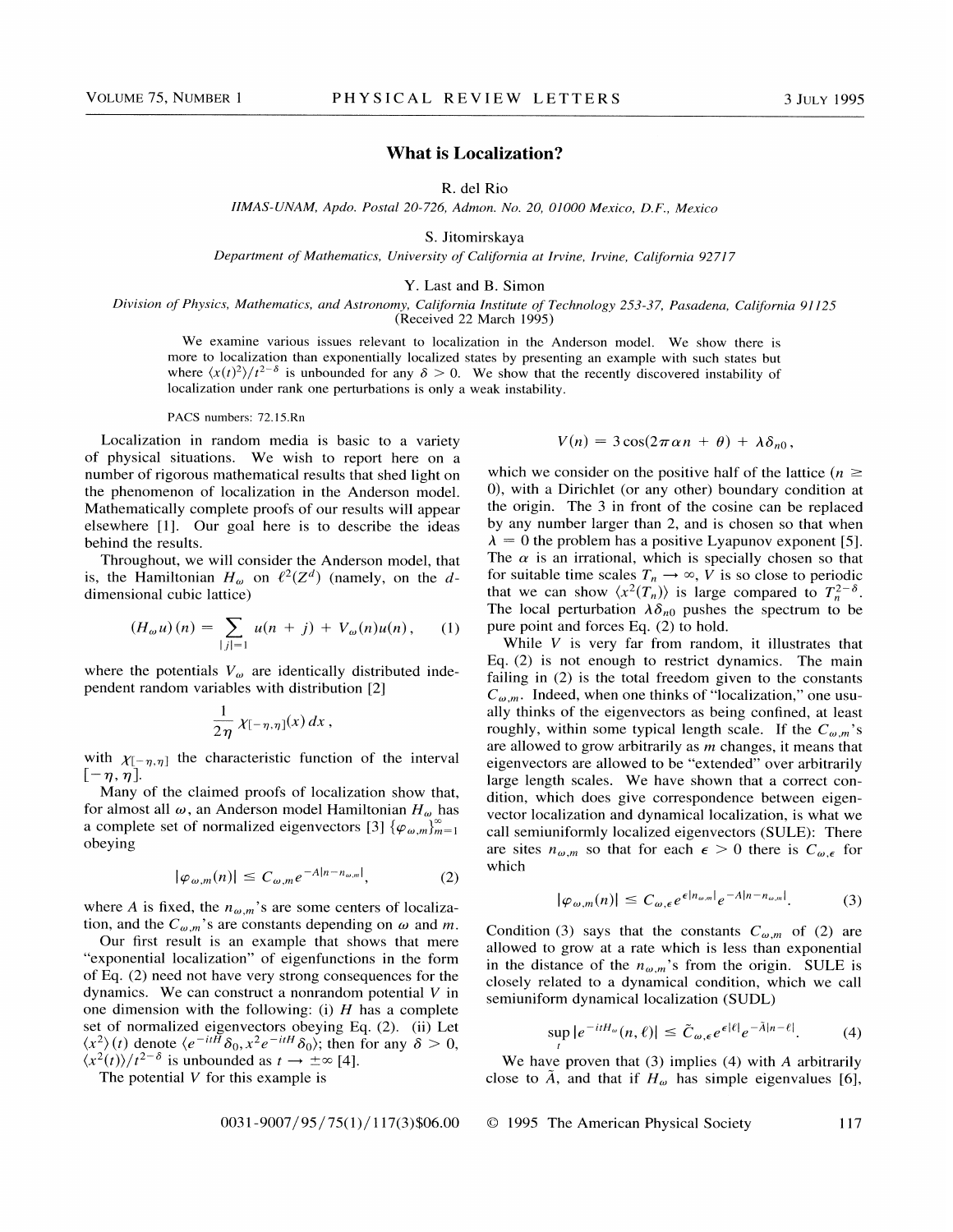# What is Localization?

R. del Rio

*IIMAS-UNAM, Apdo. Postal 20-726, Admon. No. 20, 01000 Mexico, D.F., Mexico*

S. Jitomirskaya

*Department of Mathematics, University of California at Irvine, Irvine, California 92717*

Y. Last and B. Simon

*Division of Physics, Mathematics, and Astronomy, California Institute of Technology 253-37, Pasadena, California 91125*

(Received 22 March 1995)

We examine various issues relevant to localization in the Anderson model. We show there is more to localization than exponentially localized states by presenting an example with such states but where $\langle x(t)^2 \rangle / t^{2-\delta}$ is unbounded for any $\delta > 0$. We show that the recently discovered instability of localization under rank one perturbations is only a weak instability.

PACS numbers: 72.15.Rn

Localization in random media is basic to a variety of physical situations. We wish to report here on a number of rigorous mathematical results that shed light on the phenomenon of localization in the Anderson model. Mathematically complete proofs of our results will appear elsewhere [1]. Our goal here is to describe the ideas behind the results.

Throughout, we will consider the Anderson model, that is, the Hamiltonian $H_\omega$ on $\ell^2(Z^d)$ (namely, on the $d$-dimensional cubic lattice)

$$(H_\omega u)(n) = \sum_{|j|=1} u(n + j) + V_\omega(n) u(n), \tag{1}$$

where the potentials $V_\omega$ are identically distributed independent random variables with distribution [2]

$$\frac{1}{2\eta} \chi_{[-\eta,\eta]}(x)\, dx,$$

with $\chi_{[-\eta,\eta]}$ the characteristic function of the interval $[-\eta, \eta]$.

Many of the claimed proofs of localization show that, for almost all $\omega$, an Anderson model Hamiltonian $H_\omega$ has a complete set of normalized eigenvectors [3] $\{\varphi_{\omega,m}\}_{m=1}^{\infty}$ obeying

$$|\varphi_{\omega,m}(n)| \leq C_{\omega,m} e^{-A|n - n_{\omega,m}|}, \tag{2}$$

where $A$ is fixed, the $n_{\omega,m}$'s are some centers of localization, and the $C_{\omega,m}$'s are constants depending on $\omega$ and $m$.

Our first result is an example that shows that mere "exponential localization" of eigenfunctions in the form of Eq. (2) need not have very strong consequences for the dynamics. We can construct a nonrandom potential $V$ in one dimension with the following: (i) $H$ has a complete set of normalized eigenvectors obeying Eq. (2). (ii) Let $\langle x^2 \rangle (t)$ denote $\langle e^{-itH}\delta_0, x^2 e^{-itH}\delta_0 \rangle$; then for any $\delta > 0$, $\langle x^2(t) \rangle / t^{2-\delta}$ is unbounded as $t \to \pm\infty$ [4].

The potential $V$ for this example is

$$V(n) = 3\cos(2\pi\alpha n + \theta) + \lambda\delta_{n0},$$

which we consider on the positive half of the lattice ($n \geq 0$), with a Dirichlet (or any other) boundary condition at the origin. The 3 in front of the cosine can be replaced by any number larger than 2, and is chosen so that when $\lambda = 0$ the problem has a positive Lyapunov exponent [5]. The $\alpha$ is an irrational, which is specially chosen so that for suitable time scales $T_n \to \infty$, $V$ is so close to periodic that we can show $\langle x^2(T_n) \rangle$ is large compared to $T_n^{2-\delta}$. The local perturbation $\lambda\delta_{n0}$ pushes the spectrum to be pure point and forces Eq. (2) to hold.

While $V$ is very far from random, it illustrates that Eq. (2) is not enough to restrict dynamics. The main failing in (2) is the total freedom given to the constants $C_{\omega,m}$. Indeed, when one thinks of "localization," one usually thinks of the eigenvectors as being confined, at least roughly, within some typical length scale. If the $C_{\omega,m}$'s are allowed to grow arbitrarily as $m$ changes, it means that eigenvectors are allowed to be "extended" over arbitrarily large length scales. We have shown that a correct condition, which does give correspondence between eigenvector localization and dynamical localization, is what we call semiuniformly localized eigenvectors (SULE): There are sites $n_{\omega,m}$ so that for each $\epsilon > 0$ there is $C_{\omega,\epsilon}$ for which

$$|\varphi_{\omega,m}(n)| \leq C_{\omega,\epsilon} e^{\epsilon|n_{\omega,m}|} e^{-A|n - n_{\omega,m}|}. \tag{3}$$

Condition (3) says that the constants $C_{\omega,m}$ of (2) are allowed to grow at a rate which is less than exponential in the distance of the $n_{\omega,m}$'s from the origin. SULE is closely related to a dynamical condition, which we call semiuniform dynamical localization (SUDL)

$$\sup_t |e^{-itH_\omega}(n, \ell)| \leq \tilde{C}_{\omega,\epsilon} e^{\epsilon|\ell|} e^{-\tilde{A}|n-\ell|}. \tag{4}$$

We have proven that (3) implies (4) with $A$ arbitrarily close to $\tilde{A}$, and that if $H_\omega$ has simple eigenvalues [6],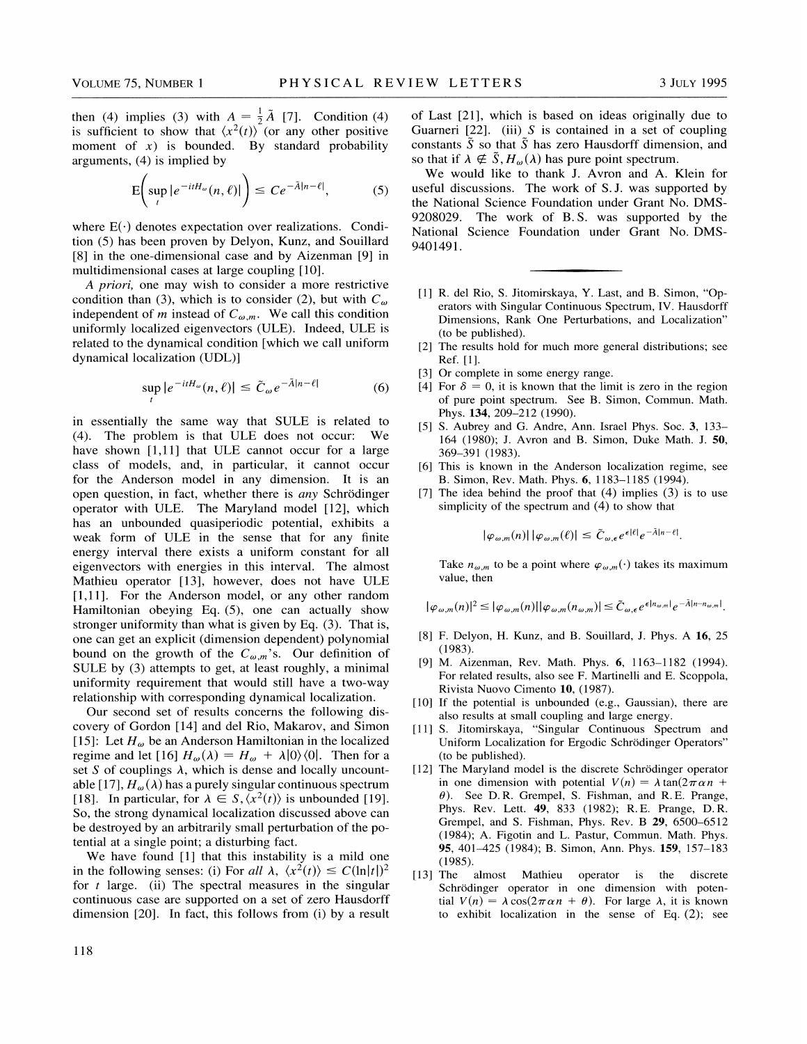then (4) implies (3) with $A = \frac{1}{2}\tilde{A}$ [7]. Condition (4) is sufficient to show that $\langle x^2(t)\rangle$ (or any other positive moment of $x$) is bounded. By standard probability arguments, (4) is implied by

$$E\left(\sup_t |e^{-itH_\omega}(n,\ell)|\right) \le Ce^{-\tilde{A}|n-\ell|}, \tag{5}$$

where $E(\cdot)$ denotes expectation over realizations. Condition (5) has been proven by Delyon, Kunz, and Souillard [8] in the one-dimensional case and by Aizenman [9] in multidimensional cases at large coupling [10].

*A priori,* one may wish to consider a more restrictive condition than (3), which is to consider (2), but with $C_\omega$ independent of $m$ instead of $C_{\omega,m}$. We call this condition uniformly localized eigenvectors (ULE). Indeed, ULE is related to the dynamical condition [which we call uniform dynamical localization (UDL)]

$$\sup_t |e^{-itH_\omega}(n,\ell)| \le \tilde{C}_\omega e^{-\tilde{A}|n-\ell|} \tag{6}$$

in essentially the same way that SULE is related to (4). The problem is that ULE does not occur: We have shown [1,11] that ULE cannot occur for a large class of models, and, in particular, it cannot occur for the Anderson model in any dimension. It is an open question, in fact, whether there is *any* Schrödinger operator with ULE. The Maryland model [12], which has an unbounded quasiperiodic potential, exhibits a weak form of ULE in the sense that for any finite energy interval there exists a uniform constant for all eigenvectors with energies in this interval. The almost Mathieu operator [13], however, does not have ULE [1,11]. For the Anderson model, or any other random Hamiltonian obeying Eq. (5), one can actually show stronger uniformity than what is given by Eq. (3). That is, one can get an explicit (dimension dependent) polynomial bound on the growth of the $C_{\omega,m}$'s. Our definition of SULE by (3) attempts to get, at least roughly, a minimal uniformity requirement that would still have a two-way relationship with corresponding dynamical localization.

Our second set of results concerns the following discovery of Gordon [14] and del Rio, Makarov, and Simon [15]: Let $H_\omega$ be an Anderson Hamiltonian in the localized regime and let [16] $H_\omega(\lambda) = H_\omega + \lambda|0\rangle\langle 0|$. Then for a set $S$ of couplings $\lambda$, which is dense and locally uncountable [17], $H_\omega(\lambda)$ has a purely singular continuous spectrum [18]. In particular, for $\lambda \in S, \langle x^2(t)\rangle$ is unbounded [19]. So, the strong dynamical localization discussed above can be destroyed by an arbitrarily small perturbation of the potential at a single point; a disturbing fact.

We have found [1] that this instability is a mild one in the following senses: (i) For *all* $\lambda$, $\langle x^2(t)\rangle \le C(\ln|t|)^2$ for $t$ large. (ii) The spectral measures in the singular continuous case are supported on a set of zero Hausdorff dimension [20]. In fact, this follows from (i) by a result of Last [21], which is based on ideas originally due to Guarneri [22]. (iii) $S$ is contained in a set of coupling constants $\tilde{S}$ so that $\tilde{S}$ has zero Hausdorff dimension, and so that if $\lambda \notin \tilde{S}, H_\omega(\lambda)$ has pure point spectrum.

We would like to thank J. Avron and A. Klein for useful discussions. The work of S.J. was supported by the National Science Foundation under Grant No. DMS-9208029. The work of B.S. was supported by the National Science Foundation under Grant No. DMS-9401491.

---

[1] R. del Rio, S. Jitomirskaya, Y. Last, and B. Simon, "Operators with Singular Continuous Spectrum, IV. Hausdorff Dimensions, Rank One Perturbations, and Localization" (to be published).

[2] The results hold for much more general distributions; see Ref. [1].

[3] Or complete in some energy range.

[4] For $\delta = 0$, it is known that the limit is zero in the region of pure point spectrum. See B. Simon, Commun. Math. Phys. **134**, 209–212 (1990).

[5] S. Aubrey and G. Andre, Ann. Israel Phys. Soc. **3**, 133–164 (1980); J. Avron and B. Simon, Duke Math. J. **50**, 369–391 (1983).

[6] This is known in the Anderson localization regime, see B. Simon, Rev. Math. Phys. **6**, 1183–1185 (1994).

[7] The idea behind the proof that (4) implies (3) is to use simplicity of the spectrum and (4) to show that

$$|\varphi_{\omega,m}(n)||\varphi_{\omega,m}(\ell)| \le \tilde{C}_{\omega,\epsilon} e^{\epsilon|\ell|} e^{-\tilde{A}|n-\ell|}.$$

Take $n_{\omega,m}$ to be a point where $\varphi_{\omega,m}(\cdot)$ takes its maximum value, then

$$|\varphi_{\omega,m}(n)|^2 \le |\varphi_{\omega,m}(n)||\varphi_{\omega,m}(n_{\omega,m})| \le \tilde{C}_{\omega,\epsilon} e^{\epsilon|n_{\omega,m}|} e^{-\tilde{A}|n-n_{\omega,m}|}.$$

[8] F. Delyon, H. Kunz, and B. Souillard, J. Phys. A **16**, 25 (1983).

[9] M. Aizenman, Rev. Math. Phys. **6**, 1163–1182 (1994). For related results, also see F. Martinelli and E. Scoppola, Rivista Nuovo Cimento **10**, (1987).

[10] If the potential is unbounded (e.g., Gaussian), there are also results at small coupling and large energy.

[11] S. Jitomirskaya, "Singular Continuous Spectrum and Uniform Localization for Ergodic Schrödinger Operators" (to be published).

[12] The Maryland model is the discrete Schrödinger operator in one dimension with potential $V(n) = \lambda \tan(2\pi\alpha n + \theta)$. See D.R. Grempel, S. Fishman, and R.E. Prange, Phys. Rev. Lett. **49**, 833 (1982); R.E. Prange, D.R. Grempel, and S. Fishman, Phys. Rev. B **29**, 6500–6512 (1984); A. Figotin and L. Pastur, Commun. Math. Phys. **95**, 401–425 (1984); B. Simon, Ann. Phys. **159**, 157–183 (1985).

[13] The almost Mathieu operator is the discrete Schrödinger operator in one dimension with potential $V(n) = \lambda \cos(2\pi\alpha n + \theta)$. For large $\lambda$, it is known to exhibit localization in the sense of Eq. (2); see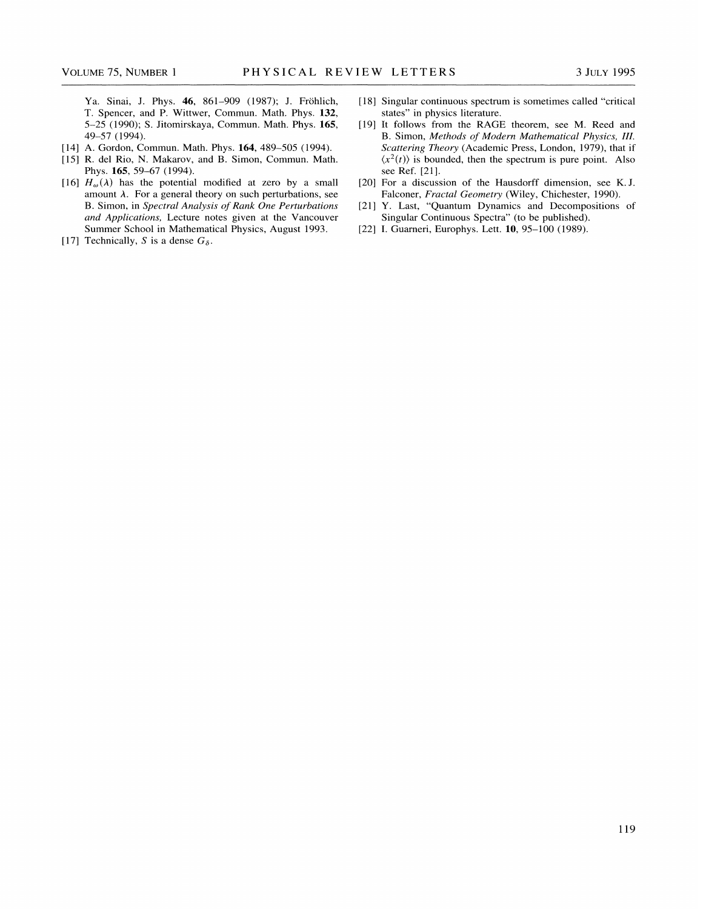Ya. Sinai, J. Phys. **46**, 861–909 (1987); J. Fröhlich, T. Spencer, and P. Wittwer, Commun. Math. Phys. **132**, 5–25 (1990); S. Jitomirskaya, Commun. Math. Phys. **165**, 49–57 (1994).

[14] A. Gordon, Commun. Math. Phys. **164**, 489–505 (1994).

[15] R. del Rio, N. Makarov, and B. Simon, Commun. Math. Phys. **165**, 59–67 (1994).

[16] $H_\omega(\lambda)$ has the potential modified at zero by a small amount $\lambda$. For a general theory on such perturbations, see B. Simon, in *Spectral Analysis of Rank One Perturbations and Applications,* Lecture notes given at the Vancouver Summer School in Mathematical Physics, August 1993.

[17] Technically, $S$ is a dense $G_\delta$.

[18] Singular continuous spectrum is sometimes called "critical states" in physics literature.

[19] It follows from the RAGE theorem, see M. Reed and B. Simon, *Methods of Modern Mathematical Physics, III. Scattering Theory* (Academic Press, London, 1979), that if $\langle x^2(t) \rangle$ is bounded, then the spectrum is pure point. Also see Ref. [21].

[20] For a discussion of the Hausdorff dimension, see K. J. Falconer, *Fractal Geometry* (Wiley, Chichester, 1990).

[21] Y. Last, "Quantum Dynamics and Decompositions of Singular Continuous Spectra" (to be published).

[22] I. Guarneri, Europhys. Lett. **10**, 95–100 (1989).